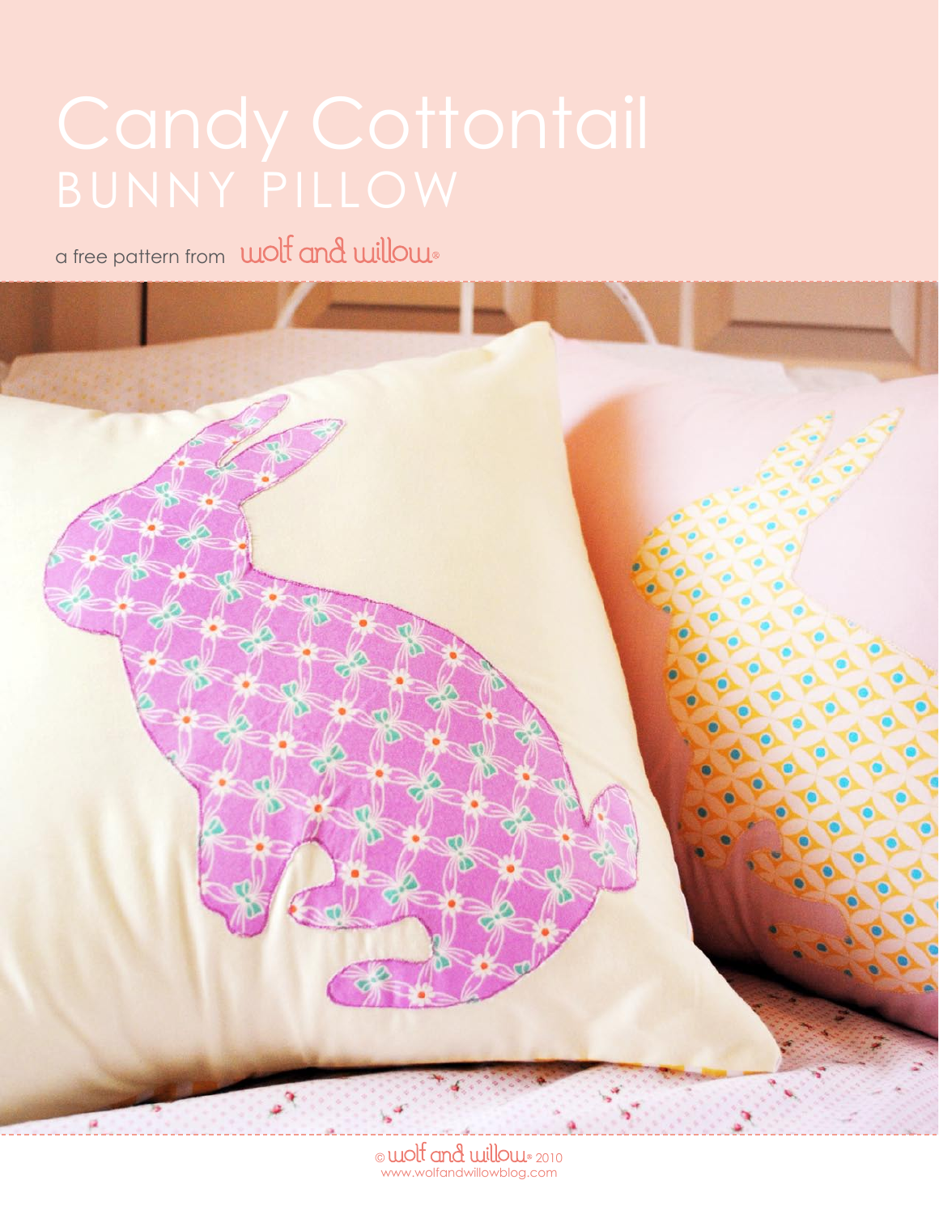# Candy Cottontail
## BUNNY PILLOW

a free pattern from wolf and willow®

© wolf and willow® 2010
www.wolfandwillowblog.com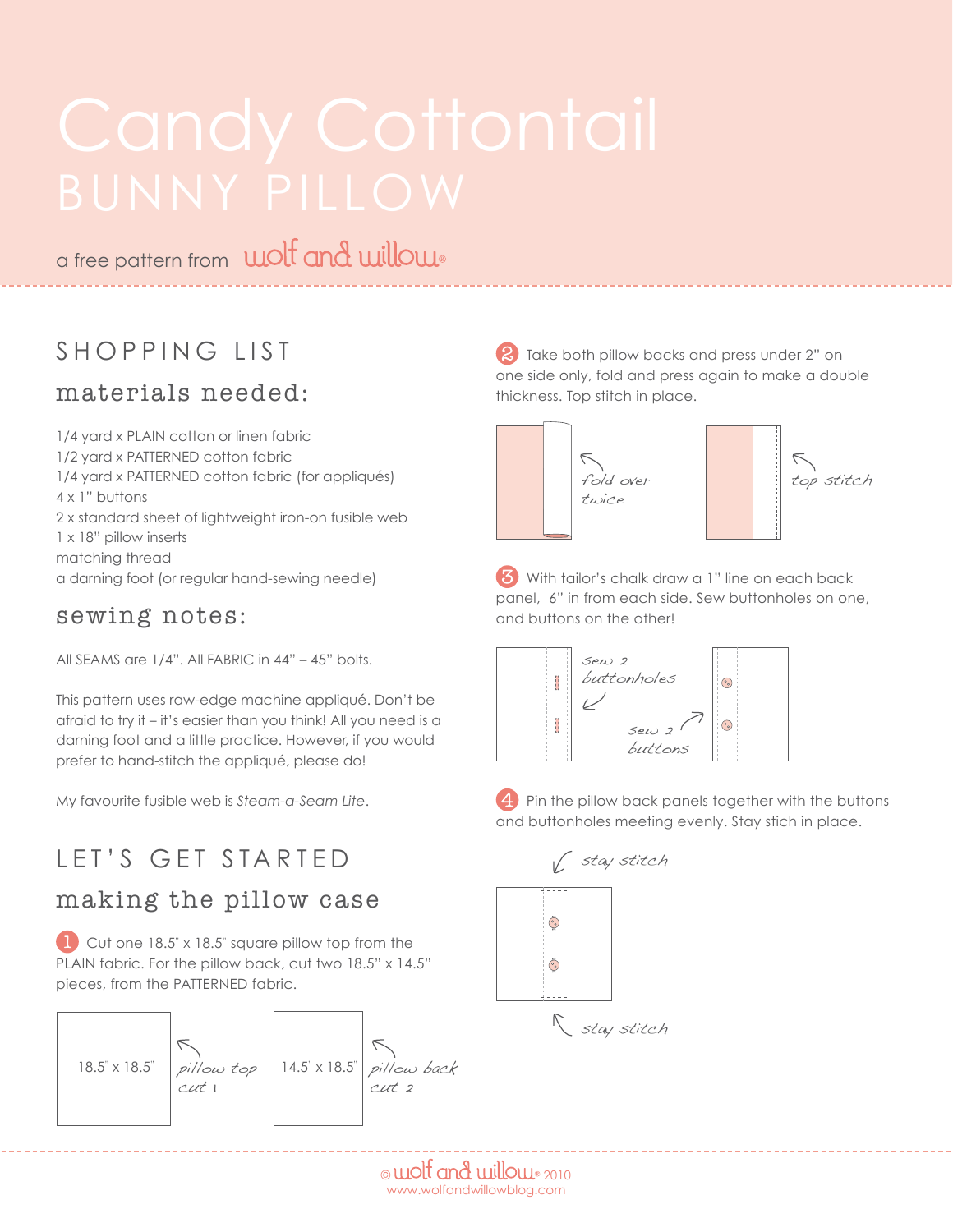# Candy Cottontail
## BUNNY PILLOW

a free pattern from wolf and willow®

## SHOPPING LIST

### materials needed:

1/4 yard x PLAIN cotton or linen fabric
1/2 yard x PATTERNED cotton fabric
1/4 yard x PATTERNED cotton fabric (for appliqués)
4 x 1" buttons
2 x standard sheet of lightweight iron-on fusible web
1 x 18" pillow inserts
matching thread
a darning foot (or regular hand-sewing needle)

### sewing notes:

All SEAMS are 1/4". All FABRIC in 44" – 45" bolts.

This pattern uses raw-edge machine appliqué. Don't be afraid to try it – it's easier than you think! All you need is a darning foot and a little practice. However, if you would prefer to hand-stitch the appliqué, please do!

My favourite fusible web is *Steam-a-Seam Lite*.

## LET'S GET STARTED

### making the pillow case

1. Cut one 18.5" x 18.5" square pillow top from the PLAIN fabric. For the pillow back, cut two 18.5" x 14.5" pieces, from the PATTERNED fabric.

18.5" x 18.5" — pillow top cut 1

14.5" x 18.5" — pillow back cut 2

2. Take both pillow backs and press under 2" on one side only, fold and press again to make a double thickness. Top stitch in place.

fold over twice

top stitch

3. With tailor's chalk draw a 1" line on each back panel, 6" in from each side. Sew buttonholes on one, and buttons on the other!

sew 2 buttonholes

sew 2 buttons

4. Pin the pillow back panels together with the buttons and buttonholes meeting evenly. Stay stich in place.

stay stitch

stay stitch

© wolf and willow® 2010
www.wolfandwillowblog.com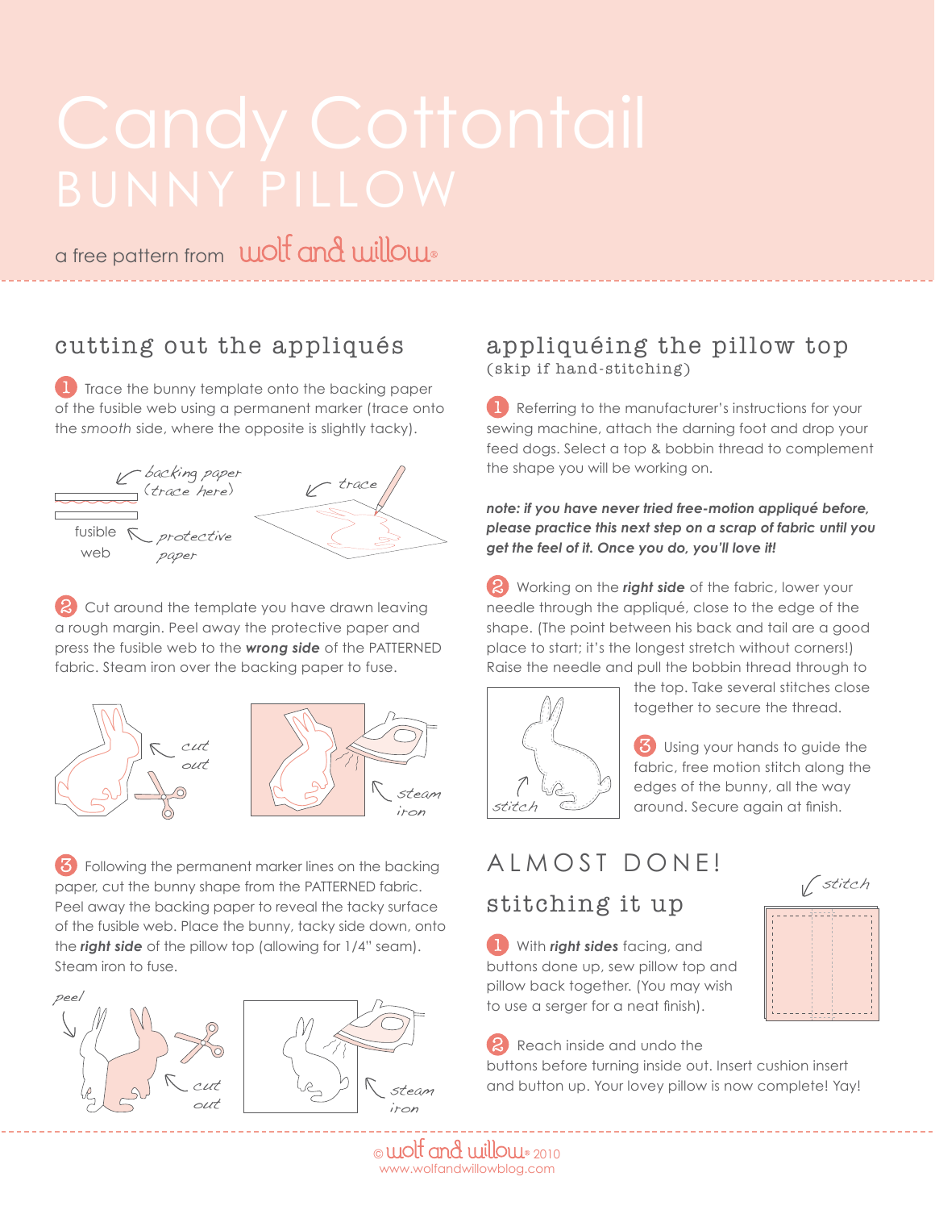# Candy Cottontail

## BUNNY PILLOW

a free pattern from wolf and willow®

## cutting out the appliqués

1. Trace the bunny template onto the backing paper of the fusible web using a permanent marker (trace onto the *smooth* side, where the opposite is slightly tacky).

2. Cut around the template you have drawn leaving a rough margin. Peel away the protective paper and press the fusible web to the ***wrong side*** of the PATTERNED fabric. Steam iron over the backing paper to fuse.

3. Following the permanent marker lines on the backing paper, cut the bunny shape from the PATTERNED fabric. Peel away the backing paper to reveal the tacky surface of the fusible web. Place the bunny, tacky side down, onto the **right side** of the pillow top (allowing for 1/4" seam). Steam iron to fuse.

## appliquéing the pillow top

(skip if hand-stitching)

1. Referring to the manufacturer's instructions for your sewing machine, attach the darning foot and drop your feed dogs. Select a top & bobbin thread to complement the shape you will be working on.

***note: if you have never tried free-motion appliqué before, please practice this next step on a scrap of fabric until you get the feel of it. Once you do, you'll love it!***

2. Working on the **right side** of the fabric, lower your needle through the appliqué, close to the edge of the shape. (The point between his back and tail are a good place to start; it's the longest stretch without corners!) Raise the needle and pull the bobbin thread through to the top. Take several stitches close together to secure the thread.

3. Using your hands to guide the fabric, free motion stitch along the edges of the bunny, all the way around. Secure again at finish.

## ALMOST DONE!

## stitching it up

1. With **right sides** facing, and buttons done up, sew pillow top and pillow back together. (You may wish to use a serger for a neat finish).

2. Reach inside and undo the buttons before turning inside out. Insert cushion insert and button up. Your lovey pillow is now complete! Yay!

© wolf and willow® 2010
www.wolfandwillowblog.com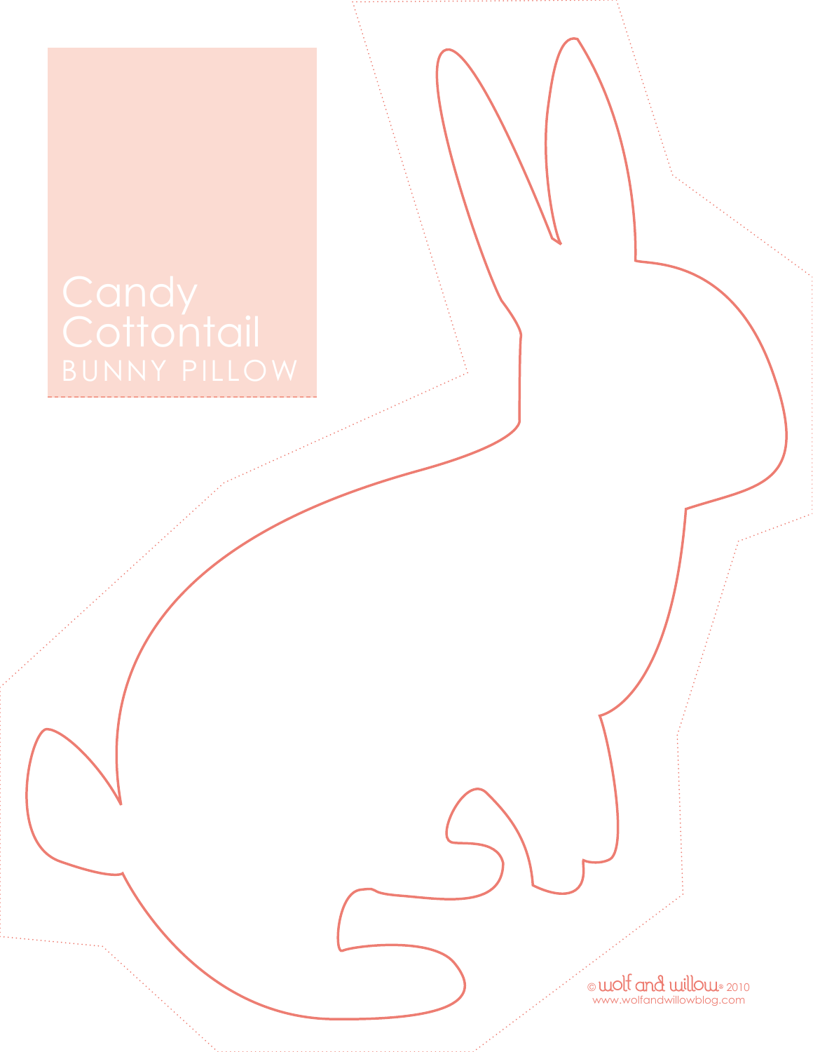# Candy Cottontail

BUNNY PILLOW

© wolf and willow® 2010
www.wolfandwillowblog.com